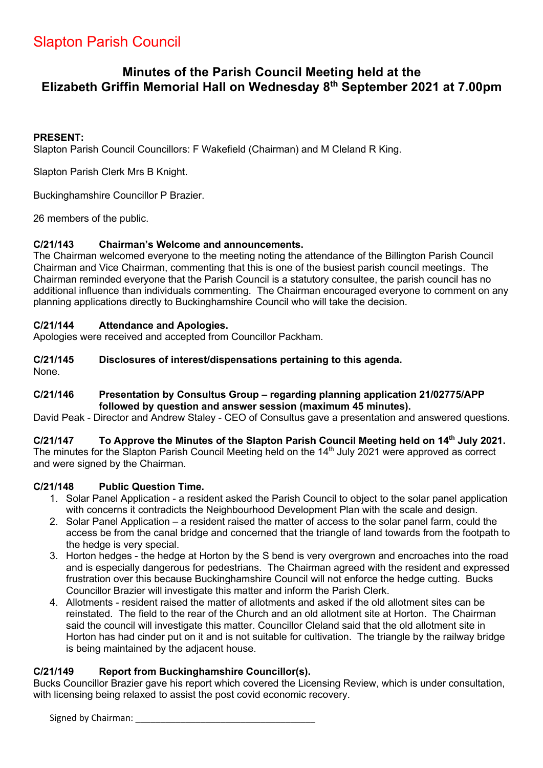# Slapton Parish Council

## Minutes of the Parish Council Meeting held at the Elizabeth Griffin Memorial Hall on Wednesday 8th September 2021 at 7.00pm

**PRESENT:**
Slapton Parish Council Councillors: F Wakefield (Chairman) and M Cleland R King.

Slapton Parish Clerk Mrs B Knight.

Buckinghamshire Councillor P Brazier.

26 members of the public.

### C/21/143 Chairman's Welcome and announcements.

The Chairman welcomed everyone to the meeting noting the attendance of the Billington Parish Council Chairman and Vice Chairman, commenting that this is one of the busiest parish council meetings. The Chairman reminded everyone that the Parish Council is a statutory consultee, the parish council has no additional influence than individuals commenting. The Chairman encouraged everyone to comment on any planning applications directly to Buckinghamshire Council who will take the decision.

### C/21/144 Attendance and Apologies.

Apologies were received and accepted from Councillor Packham.

### C/21/145 Disclosures of interest/dispensations pertaining to this agenda.

None.

### C/21/146 Presentation by Consultus Group – regarding planning application 21/02775/APP followed by question and answer session (maximum 45 minutes).

David Peak - Director and Andrew Staley - CEO of Consultus gave a presentation and answered questions.

### C/21/147 To Approve the Minutes of the Slapton Parish Council Meeting held on 14th July 2021.

The minutes for the Slapton Parish Council Meeting held on the 14th July 2021 were approved as correct and were signed by the Chairman.

### C/21/148 Public Question Time.

1. Solar Panel Application - a resident asked the Parish Council to object to the solar panel application with concerns it contradicts the Neighbourhood Development Plan with the scale and design.
2. Solar Panel Application – a resident raised the matter of access to the solar panel farm, could the access be from the canal bridge and concerned that the triangle of land towards from the footpath to the hedge is very special.
3. Horton hedges - the hedge at Horton by the S bend is very overgrown and encroaches into the road and is especially dangerous for pedestrians. The Chairman agreed with the resident and expressed frustration over this because Buckinghamshire Council will not enforce the hedge cutting. Bucks Councillor Brazier will investigate this matter and inform the Parish Clerk.
4. Allotments - resident raised the matter of allotments and asked if the old allotment sites can be reinstated. The field to the rear of the Church and an old allotment site at Horton. The Chairman said the council will investigate this matter. Councillor Cleland said that the old allotment site in Horton has had cinder put on it and is not suitable for cultivation. The triangle by the railway bridge is being maintained by the adjacent house.

### C/21/149 Report from Buckinghamshire Councillor(s).

Bucks Councillor Brazier gave his report which covered the Licensing Review, which is under consultation, with licensing being relaxed to assist the post covid economic recovery.

Signed by Chairman: ___________________________________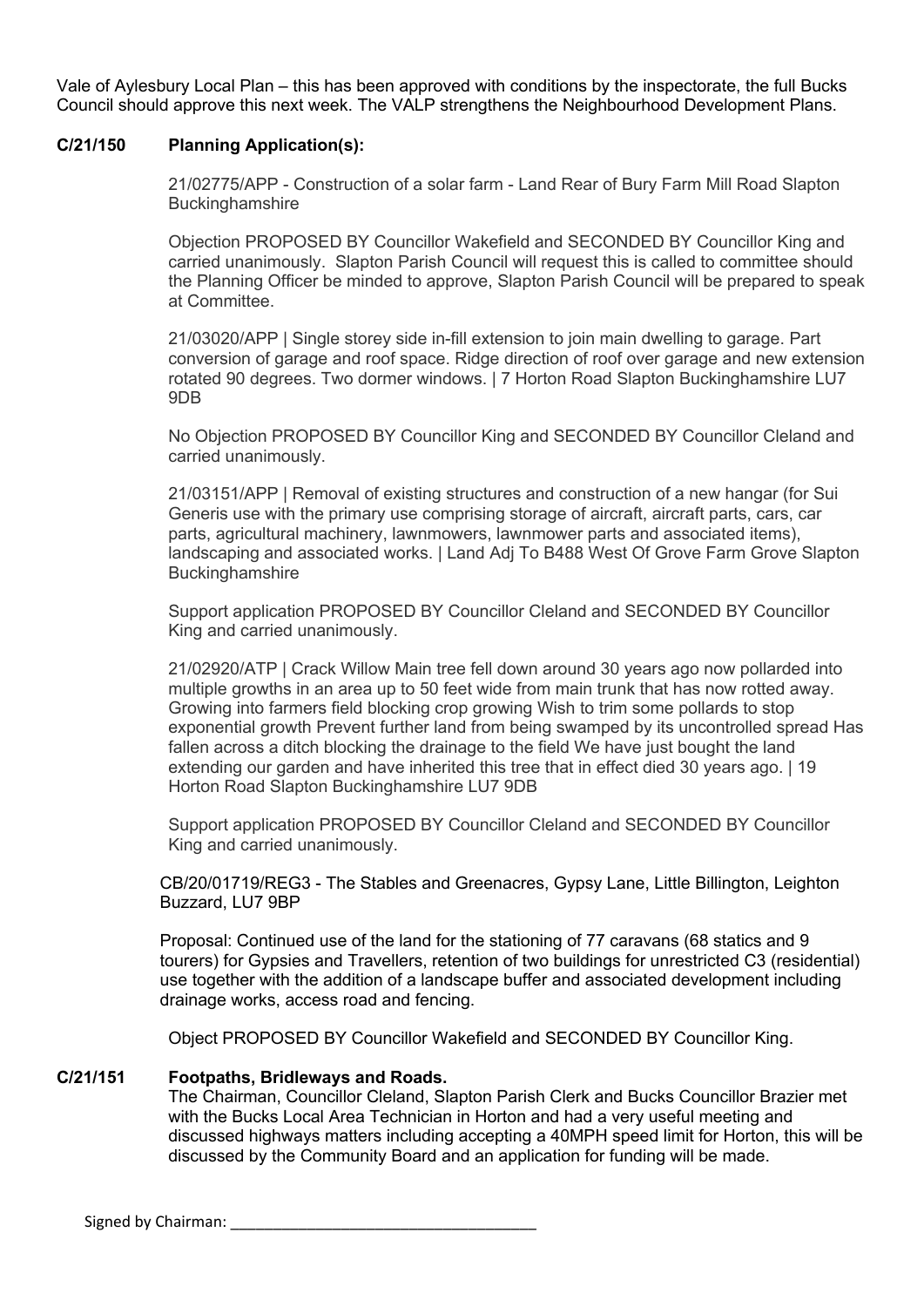Vale of Aylesbury Local Plan – this has been approved with conditions by the inspectorate, the full Bucks Council should approve this next week. The VALP strengthens the Neighbourhood Development Plans.

**C/21/150 Planning Application(s):**

21/02775/APP - Construction of a solar farm - Land Rear of Bury Farm Mill Road Slapton Buckinghamshire

Objection PROPOSED BY Councillor Wakefield and SECONDED BY Councillor King and carried unanimously. Slapton Parish Council will request this is called to committee should the Planning Officer be minded to approve, Slapton Parish Council will be prepared to speak at Committee.

21/03020/APP | Single storey side in-fill extension to join main dwelling to garage. Part conversion of garage and roof space. Ridge direction of roof over garage and new extension rotated 90 degrees. Two dormer windows. | 7 Horton Road Slapton Buckinghamshire LU7 9DB

No Objection PROPOSED BY Councillor King and SECONDED BY Councillor Cleland and carried unanimously.

21/03151/APP | Removal of existing structures and construction of a new hangar (for Sui Generis use with the primary use comprising storage of aircraft, aircraft parts, cars, car parts, agricultural machinery, lawnmowers, lawnmower parts and associated items), landscaping and associated works. | Land Adj To B488 West Of Grove Farm Grove Slapton Buckinghamshire

Support application PROPOSED BY Councillor Cleland and SECONDED BY Councillor King and carried unanimously.

21/02920/ATP | Crack Willow Main tree fell down around 30 years ago now pollarded into multiple growths in an area up to 50 feet wide from main trunk that has now rotted away. Growing into farmers field blocking crop growing Wish to trim some pollards to stop exponential growth Prevent further land from being swamped by its uncontrolled spread Has fallen across a ditch blocking the drainage to the field We have just bought the land extending our garden and have inherited this tree that in effect died 30 years ago. | 19 Horton Road Slapton Buckinghamshire LU7 9DB

Support application PROPOSED BY Councillor Cleland and SECONDED BY Councillor King and carried unanimously.

CB/20/01719/REG3 - The Stables and Greenacres, Gypsy Lane, Little Billington, Leighton Buzzard, LU7 9BP

Proposal: Continued use of the land for the stationing of 77 caravans (68 statics and 9 tourers) for Gypsies and Travellers, retention of two buildings for unrestricted C3 (residential) use together with the addition of a landscape buffer and associated development including drainage works, access road and fencing.

Object PROPOSED BY Councillor Wakefield and SECONDED BY Councillor King.

**C/21/151 Footpaths, Bridleways and Roads.**

The Chairman, Councillor Cleland, Slapton Parish Clerk and Bucks Councillor Brazier met with the Bucks Local Area Technician in Horton and had a very useful meeting and discussed highways matters including accepting a 40MPH speed limit for Horton, this will be discussed by the Community Board and an application for funding will be made.

Signed by Chairman: ___________________________________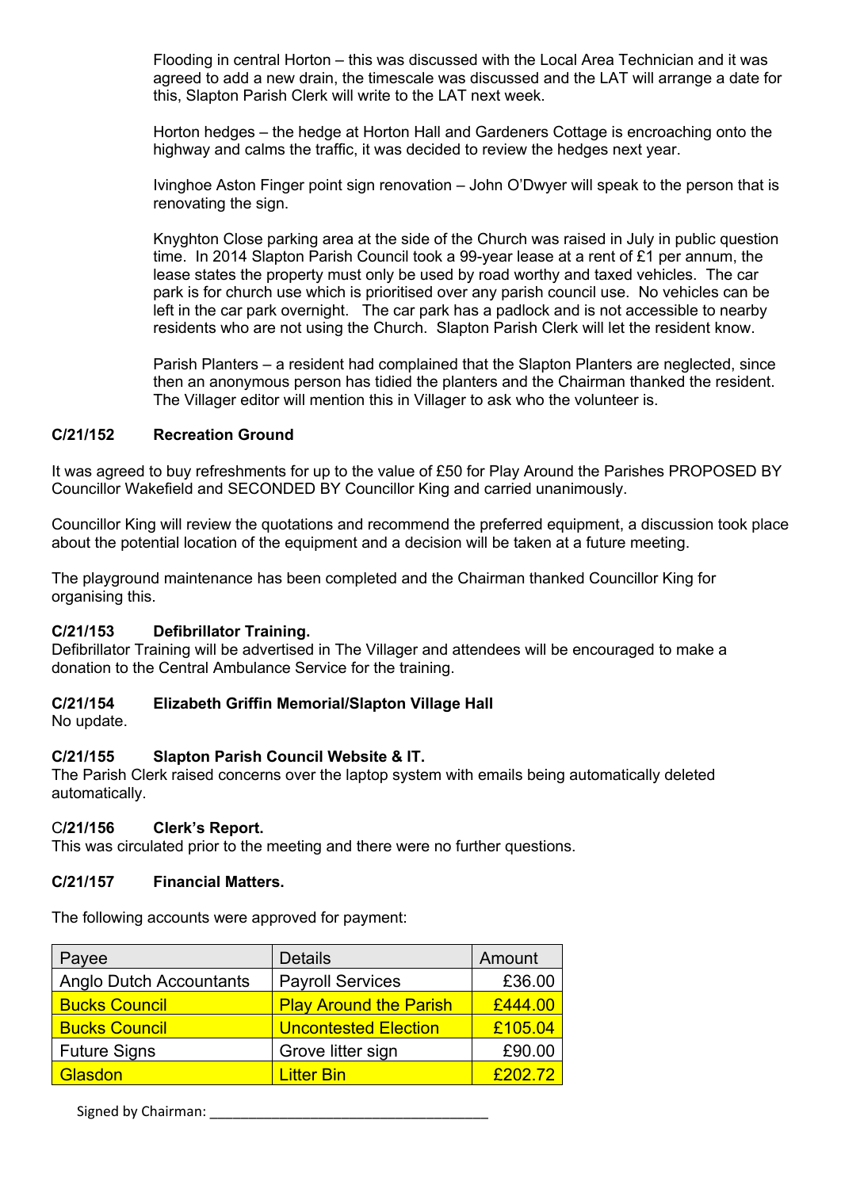Flooding in central Horton – this was discussed with the Local Area Technician and it was agreed to add a new drain, the timescale was discussed and the LAT will arrange a date for this, Slapton Parish Clerk will write to the LAT next week.

Horton hedges – the hedge at Horton Hall and Gardeners Cottage is encroaching onto the highway and calms the traffic, it was decided to review the hedges next year.

Ivinghoe Aston Finger point sign renovation – John O'Dwyer will speak to the person that is renovating the sign.

Knyghton Close parking area at the side of the Church was raised in July in public question time. In 2014 Slapton Parish Council took a 99-year lease at a rent of £1 per annum, the lease states the property must only be used by road worthy and taxed vehicles. The car park is for church use which is prioritised over any parish council use. No vehicles can be left in the car park overnight. The car park has a padlock and is not accessible to nearby residents who are not using the Church. Slapton Parish Clerk will let the resident know.

Parish Planters – a resident had complained that the Slapton Planters are neglected, since then an anonymous person has tidied the planters and the Chairman thanked the resident. The Villager editor will mention this in Villager to ask who the volunteer is.

**C/21/152 Recreation Ground**

It was agreed to buy refreshments for up to the value of £50 for Play Around the Parishes PROPOSED BY Councillor Wakefield and SECONDED BY Councillor King and carried unanimously.

Councillor King will review the quotations and recommend the preferred equipment, a discussion took place about the potential location of the equipment and a decision will be taken at a future meeting.

The playground maintenance has been completed and the Chairman thanked Councillor King for organising this.

**C/21/153 Defibrillator Training.**
Defibrillator Training will be advertised in The Villager and attendees will be encouraged to make a donation to the Central Ambulance Service for the training.

**C/21/154 Elizabeth Griffin Memorial/Slapton Village Hall**
No update.

**C/21/155 Slapton Parish Council Website & IT.**
The Parish Clerk raised concerns over the laptop system with emails being automatically deleted automatically.

C**/21/156 Clerk's Report.**
This was circulated prior to the meeting and there were no further questions.

**C/21/157 Financial Matters.**

The following accounts were approved for payment:

| Payee | Details | Amount |
|---|---|---|
| Anglo Dutch Accountants | Payroll Services | £36.00 |
| Bucks Council | Play Around the Parish | £444.00 |
| Bucks Council | Uncontested Election | £105.04 |
| Future Signs | Grove litter sign | £90.00 |
| Glasdon | Litter Bin | £202.72 |

Signed by Chairman: ____________________________________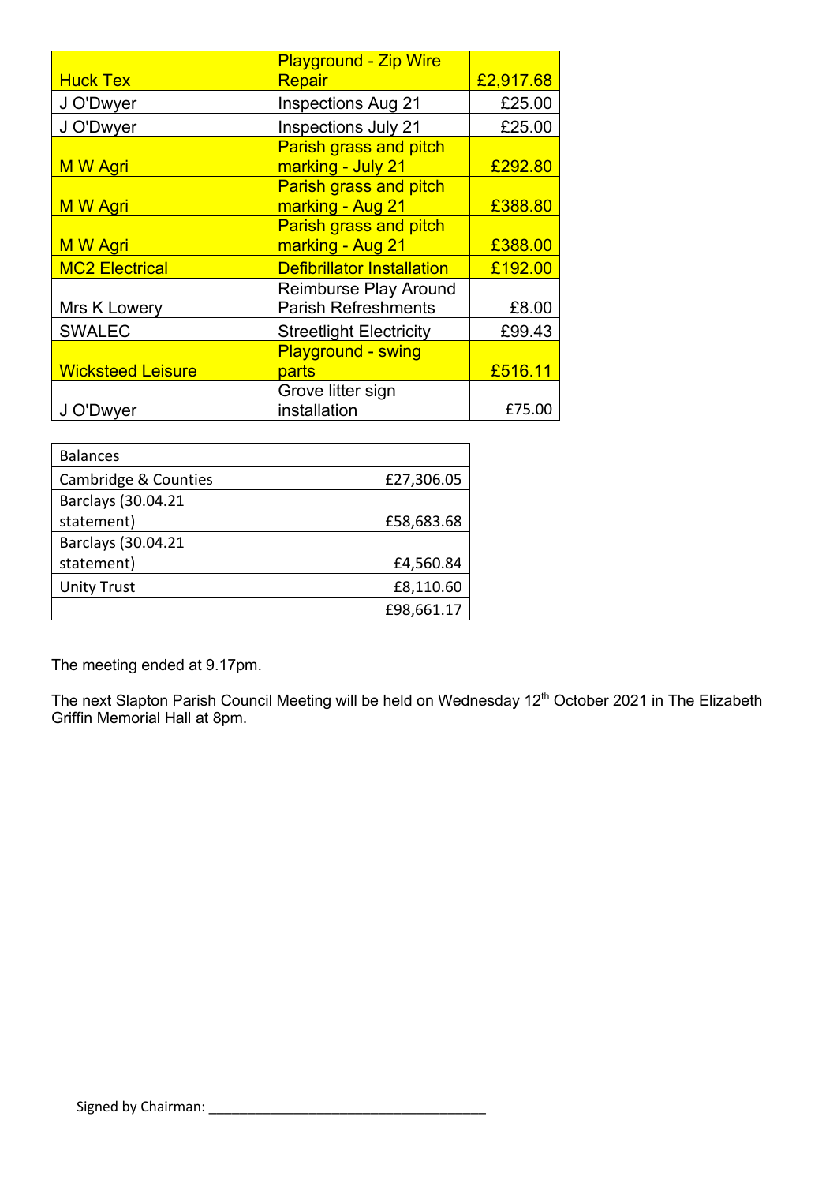| | | |
|---|---|---|
| Huck Tex | Playground - Zip Wire Repair | £2,917.68 |
| J O'Dwyer | Inspections Aug 21 | £25.00 |
| J O'Dwyer | Inspections July 21 | £25.00 |
| M W Agri | Parish grass and pitch marking - July 21 | £292.80 |
| M W Agri | Parish grass and pitch marking - Aug 21 | £388.80 |
| M W Agri | Parish grass and pitch marking - Aug 21 | £388.00 |
| MC2 Electrical | Defibrillator Installation | £192.00 |
| Mrs K Lowery | Reimburse Play Around Parish Refreshments | £8.00 |
| SWALEC | Streetlight Electricity | £99.43 |
| Wicksteed Leisure | Playground - swing parts | £516.11 |
| J O'Dwyer | Grove litter sign installation | £75.00 |

| Balances | |
|---|---|
| Cambridge & Counties | £27,306.05 |
| Barclays (30.04.21 statement) | £58,683.68 |
| Barclays (30.04.21 statement) | £4,560.84 |
| Unity Trust | £8,110.60 |
| | £98,661.17 |

The meeting ended at 9.17pm.

The next Slapton Parish Council Meeting will be held on Wednesday 12th October 2021 in The Elizabeth Griffin Memorial Hall at 8pm.

Signed by Chairman: ___________________________________